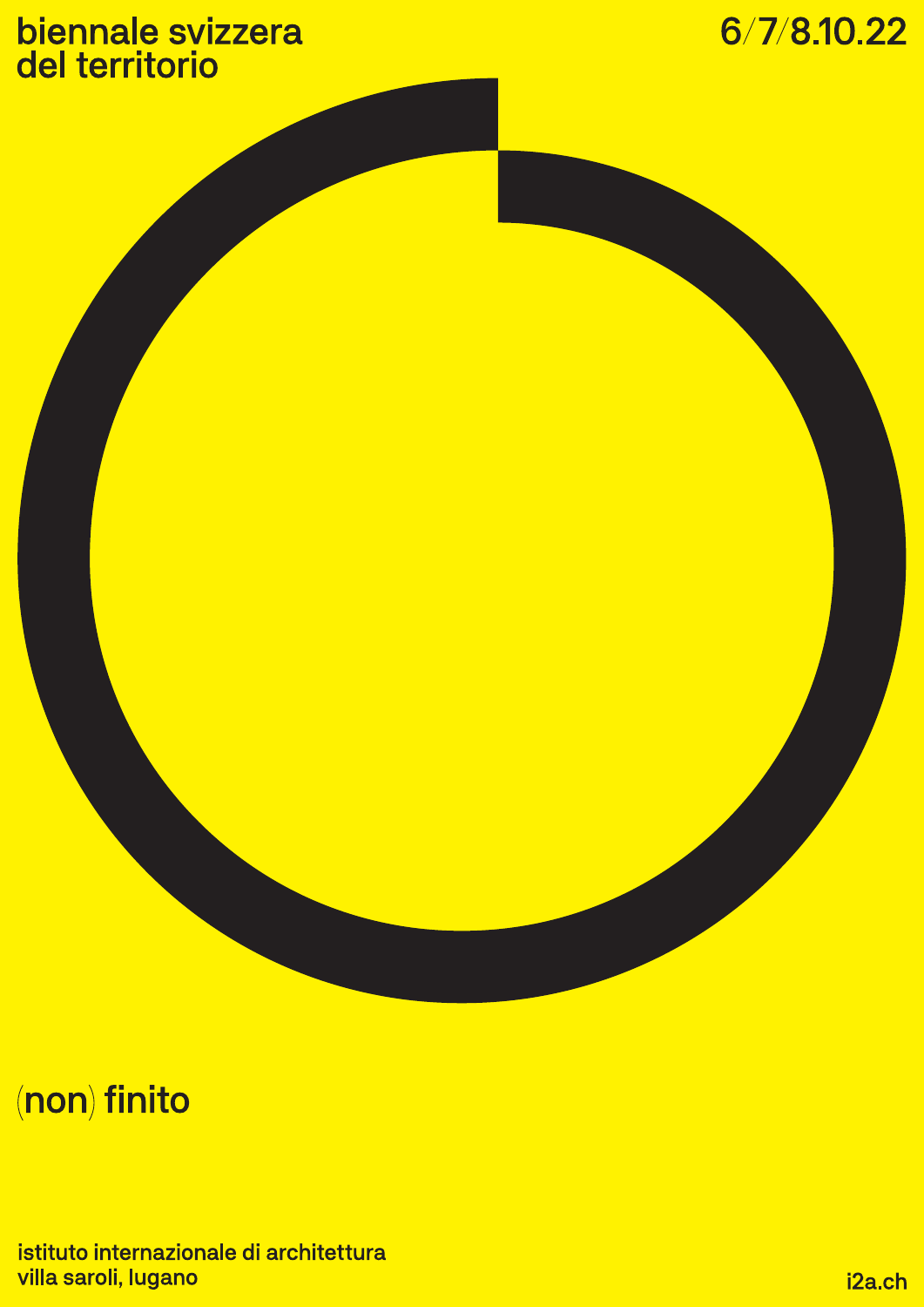biennale svizzera
del territorio

6/7/8.10.22

# (non) finito

istituto internazionale di architettura
villa saroli, lugano

i2a.ch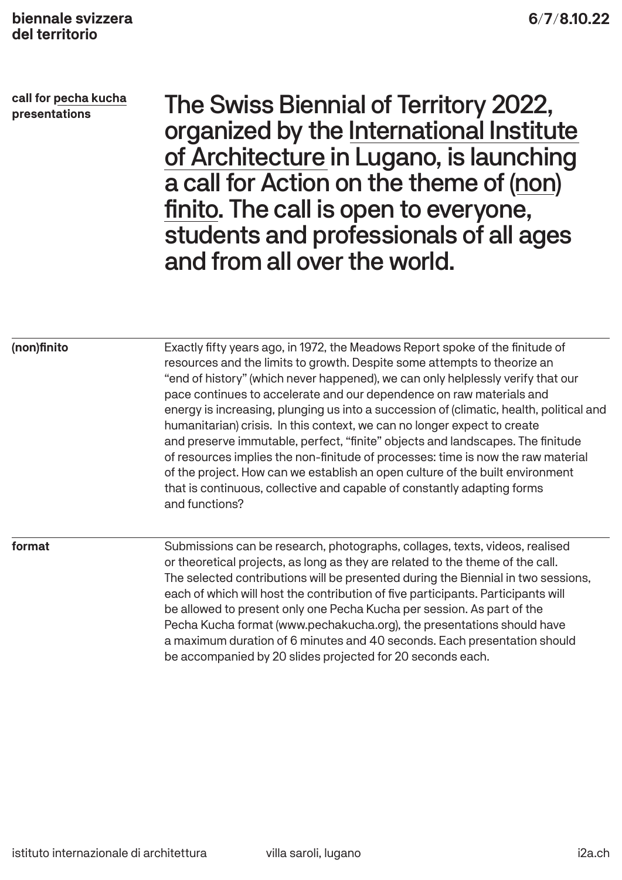**call for pecha kucha presentations**

# The Swiss Biennial of Territory 2022, organized by the International Institute of Architecture in Lugano, is launching a call for Action on the theme of (non) finito. The call is open to everyone, students and professionals of all ages and from all over the world.

## (non)finito

Exactly fifty years ago, in 1972, the Meadows Report spoke of the finitude of resources and the limits to growth. Despite some attempts to theorize an "end of history" (which never happened), we can only helplessly verify that our pace continues to accelerate and our dependence on raw materials and energy is increasing, plunging us into a succession of (climatic, health, political and humanitarian) crisis. In this context, we can no longer expect to create and preserve immutable, perfect, "finite" objects and landscapes. The finitude of resources implies the non-finitude of processes: time is now the raw material of the project. How can we establish an open culture of the built environment that is continuous, collective and capable of constantly adapting forms and functions?

## format

Submissions can be research, photographs, collages, texts, videos, realised or theoretical projects, as long as they are related to the theme of the call. The selected contributions will be presented during the Biennial in two sessions, each of which will host the contribution of five participants. Participants will be allowed to present only one Pecha Kucha per session. As part of the Pecha Kucha format (www.pechakucha.org), the presentations should have a maximum duration of 6 minutes and 40 seconds. Each presentation should be accompanied by 20 slides projected for 20 seconds each.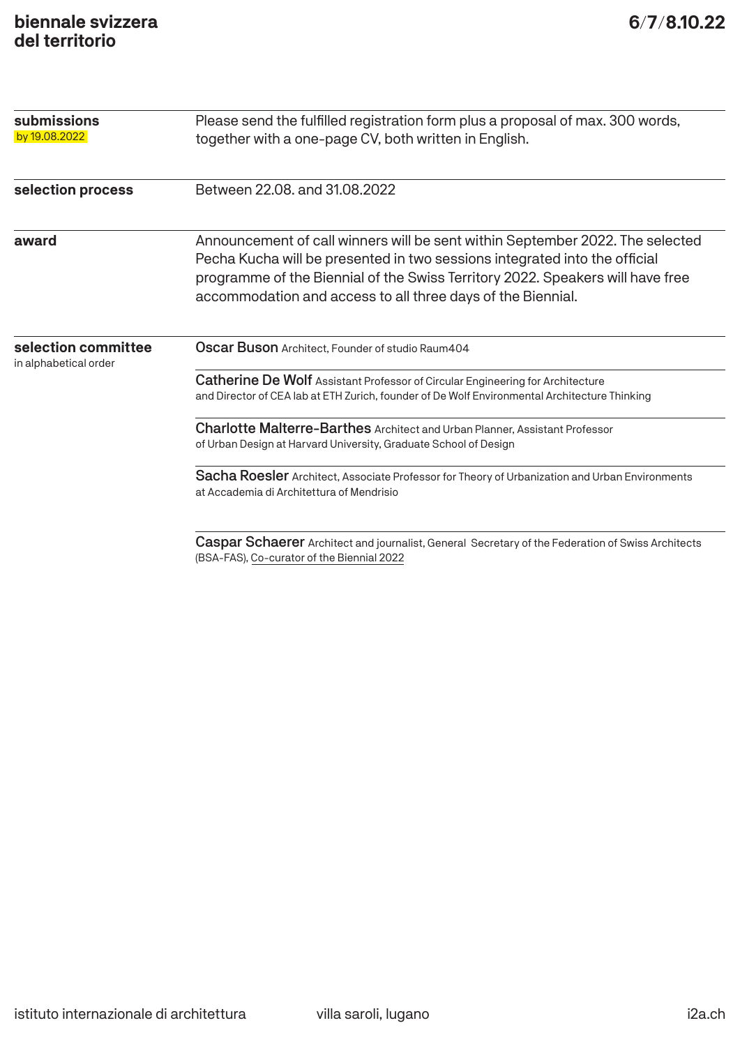**submissions**
by 19.08.2022

Please send the fulfilled registration form plus a proposal of max. 300 words, together with a one-page CV, both written in English.

**selection process**

Between 22.08. and 31.08.2022

**award**

Announcement of call winners will be sent within September 2022. The selected Pecha Kucha will be presented in two sessions integrated into the official programme of the Biennial of the Swiss Territory 2022. Speakers will have free accommodation and access to all three days of the Biennial.

**selection committee**
in alphabetical order

**Oscar Buson** Architect, Founder of studio Raum404

**Catherine De Wolf** Assistant Professor of Circular Engineering for Architecture and Director of CEA lab at ETH Zurich, founder of De Wolf Environmental Architecture Thinking

**Charlotte Malterre-Barthes** Architect and Urban Planner, Assistant Professor of Urban Design at Harvard University, Graduate School of Design

**Sacha Roesler** Architect, Associate Professor for Theory of Urbanization and Urban Environments at Accademia di Architettura of Mendrisio

**Caspar Schaerer** Architect and journalist, General Secretary of the Federation of Swiss Architects (BSA-FAS), Co-curator of the Biennial 2022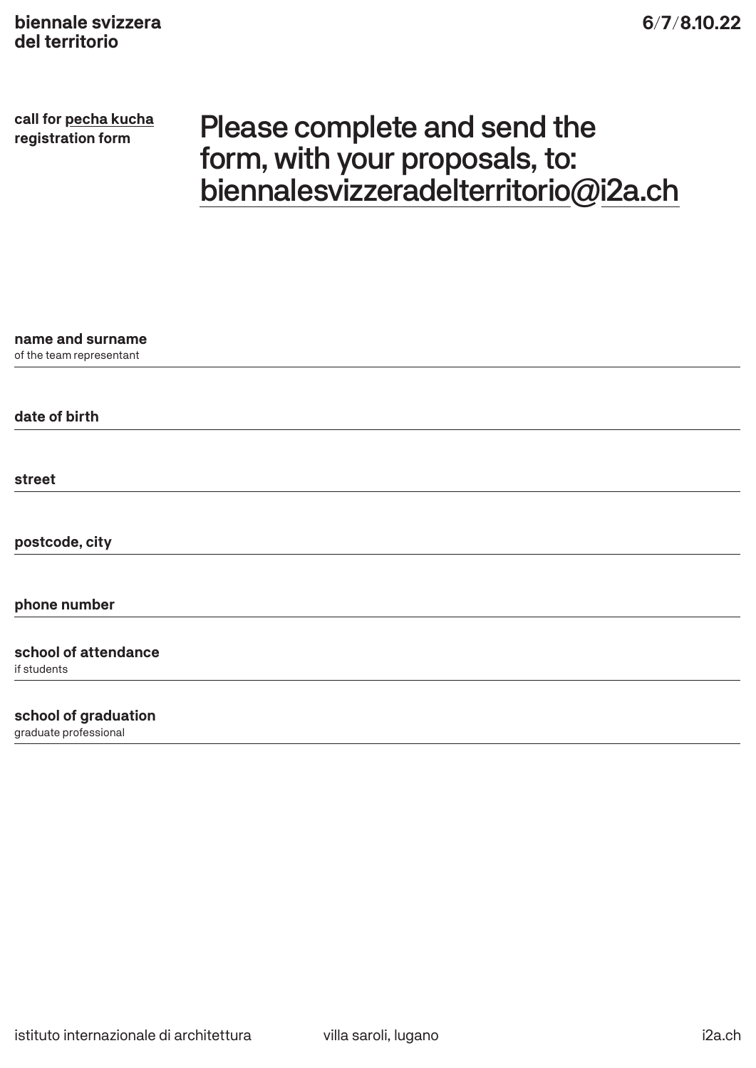**biennale svizzera del territorio**

**6/7/8.10.22**

**call for pecha kucha registration form**

# Please complete and send the form, with your proposals, to: biennalesvizzeradelterritorio@i2a.ch

**name and surname**
of the team representant

---

**date of birth**

---

**street**

---

**postcode, city**

---

**phone number**

---

**school of attendance**
if students

---

**school of graduation**
graduate professional

---

istituto internazionale di architettura — villa saroli, lugano — i2a.ch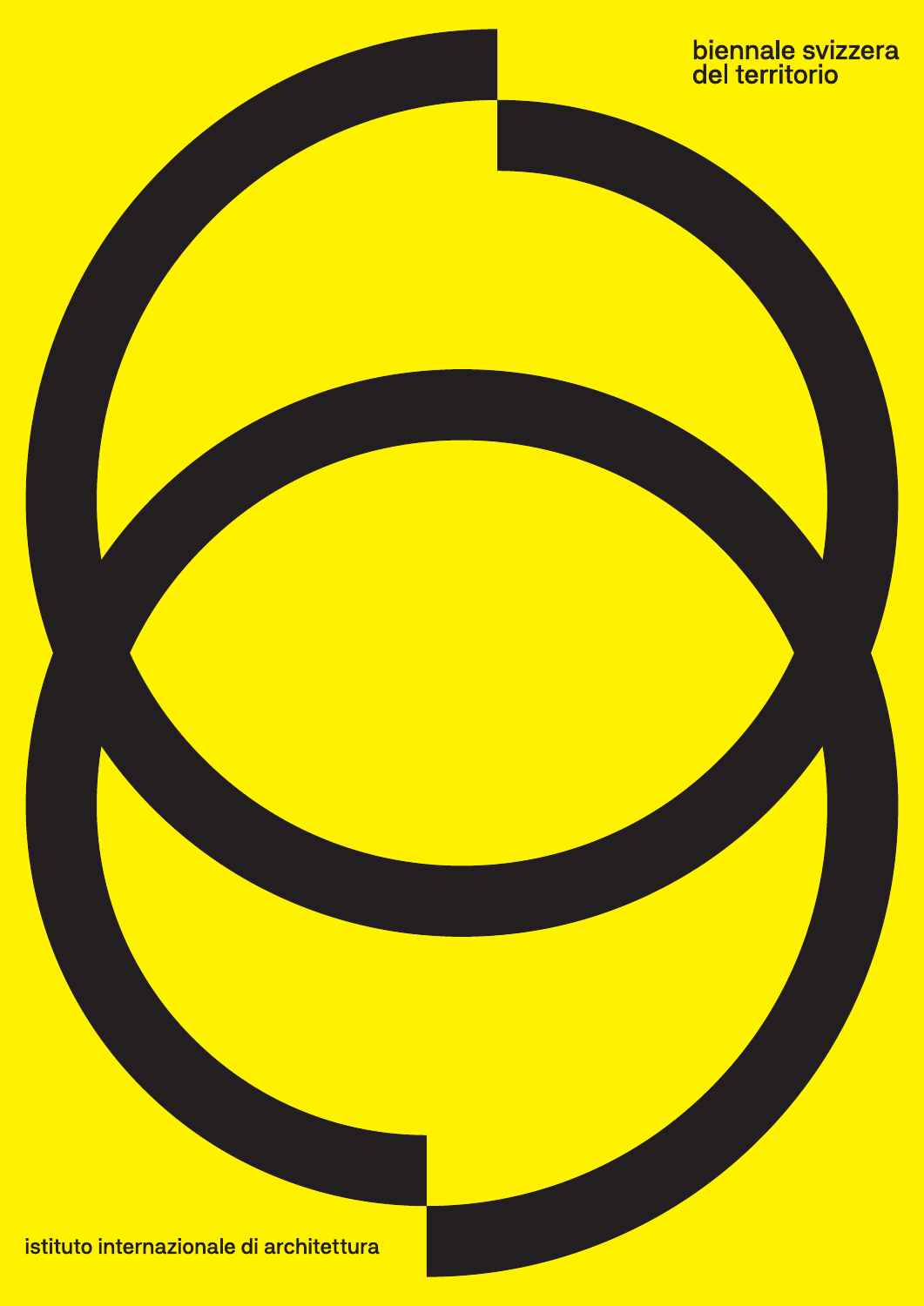biennale svizzera
del territorio

istituto internazionale di architettura